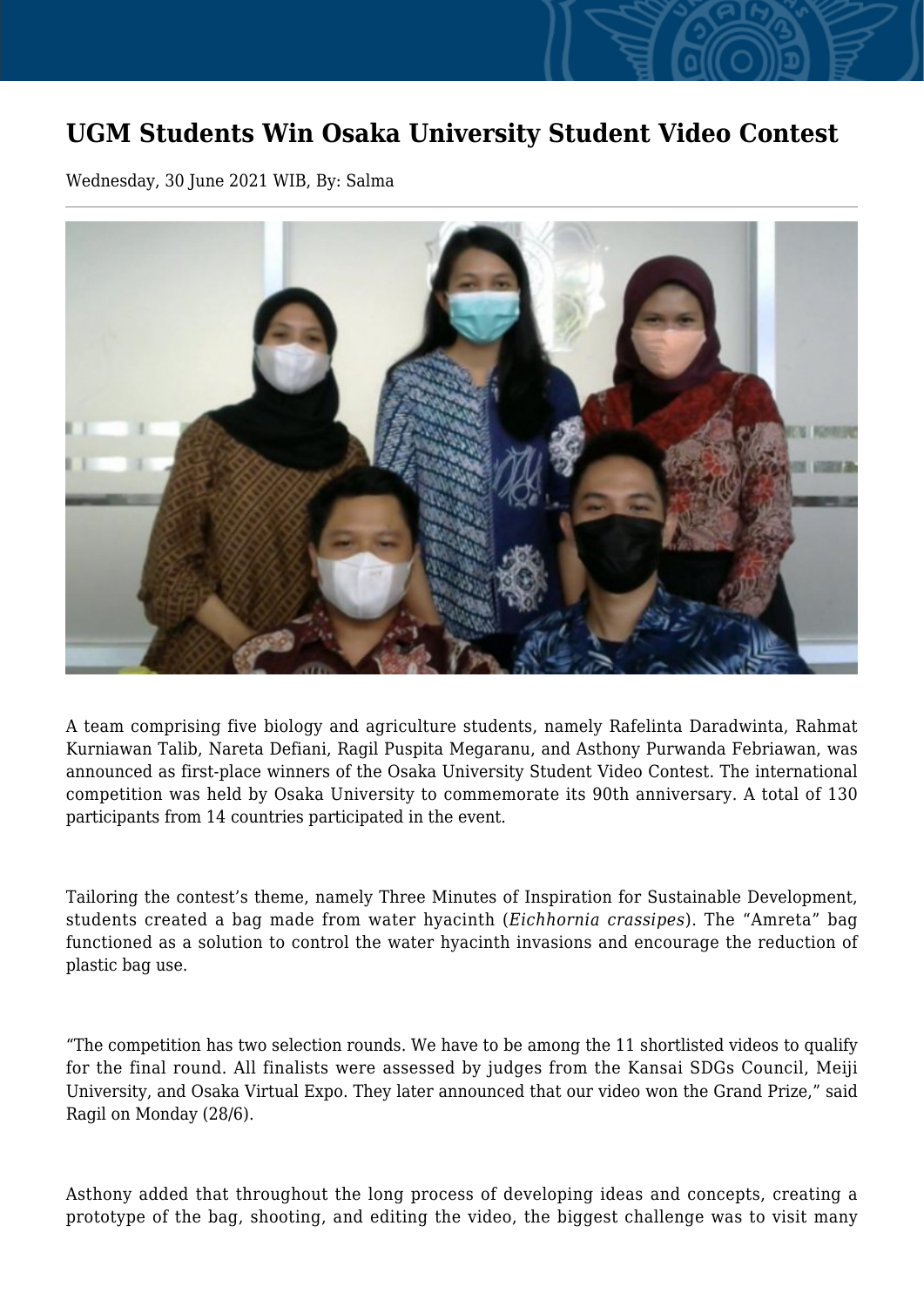# UGM Students Win Osaka University Student Video Contest

Wednesday, 30 June 2021 WIB, By: Salma

A team comprising five biology and agriculture students, namely Rafelinta Daradwinta, Rahmat Kurniawan Talib, Nareta Defiani, Ragil Puspita Megaranu, and Asthony Purwanda Febriawan, was announced as first-place winners of the Osaka University Student Video Contest. The international competition was held by Osaka University to commemorate its 90th anniversary. A total of 130 participants from 14 countries participated in the event.

Tailoring the contest's theme, namely Three Minutes of Inspiration for Sustainable Development, students created a bag made from water hyacinth (*Eichhornia crassipes*). The "Amreta" bag functioned as a solution to control the water hyacinth invasions and encourage the reduction of plastic bag use.

"The competition has two selection rounds. We have to be among the 11 shortlisted videos to qualify for the final round. All finalists were assessed by judges from the Kansai SDGs Council, Meiji University, and Osaka Virtual Expo. They later announced that our video won the Grand Prize," said Ragil on Monday (28/6).

Asthony added that throughout the long process of developing ideas and concepts, creating a prototype of the bag, shooting, and editing the video, the biggest challenge was to visit many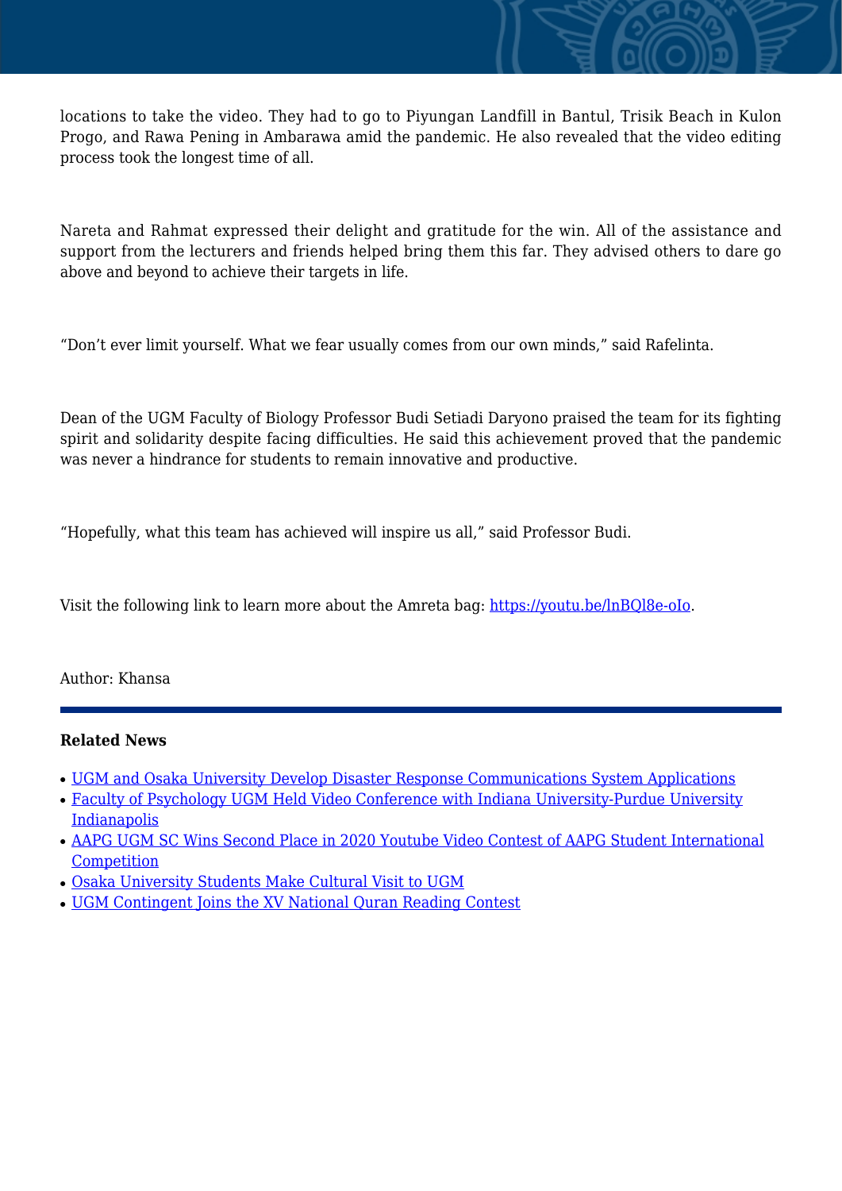locations to take the video. They had to go to Piyungan Landfill in Bantul, Trisik Beach in Kulon Progo, and Rawa Pening in Ambarawa amid the pandemic. He also revealed that the video editing process took the longest time of all.

Nareta and Rahmat expressed their delight and gratitude for the win. All of the assistance and support from the lecturers and friends helped bring them this far. They advised others to dare go above and beyond to achieve their targets in life.

“Don’t ever limit yourself. What we fear usually comes from our own minds,” said Rafelinta.

Dean of the UGM Faculty of Biology Professor Budi Setiadi Daryono praised the team for its fighting spirit and solidarity despite facing difficulties. He said this achievement proved that the pandemic was never a hindrance for students to remain innovative and productive.

“Hopefully, what this team has achieved will inspire us all,” said Professor Budi.

Visit the following link to learn more about the Amreta bag: [https://youtu.be/lnBQl8e-oIo](https://youtu.be/lnBQl8e-oIo).

Author: Khansa

---

**Related News**

- UGM and Osaka University Develop Disaster Response Communications System Applications
- Faculty of Psychology UGM Held Video Conference with Indiana University-Purdue University Indianapolis
- AAPG UGM SC Wins Second Place in 2020 Youtube Video Contest of AAPG Student International Competition
- Osaka University Students Make Cultural Visit to UGM
- UGM Contingent Joins the XV National Quran Reading Contest